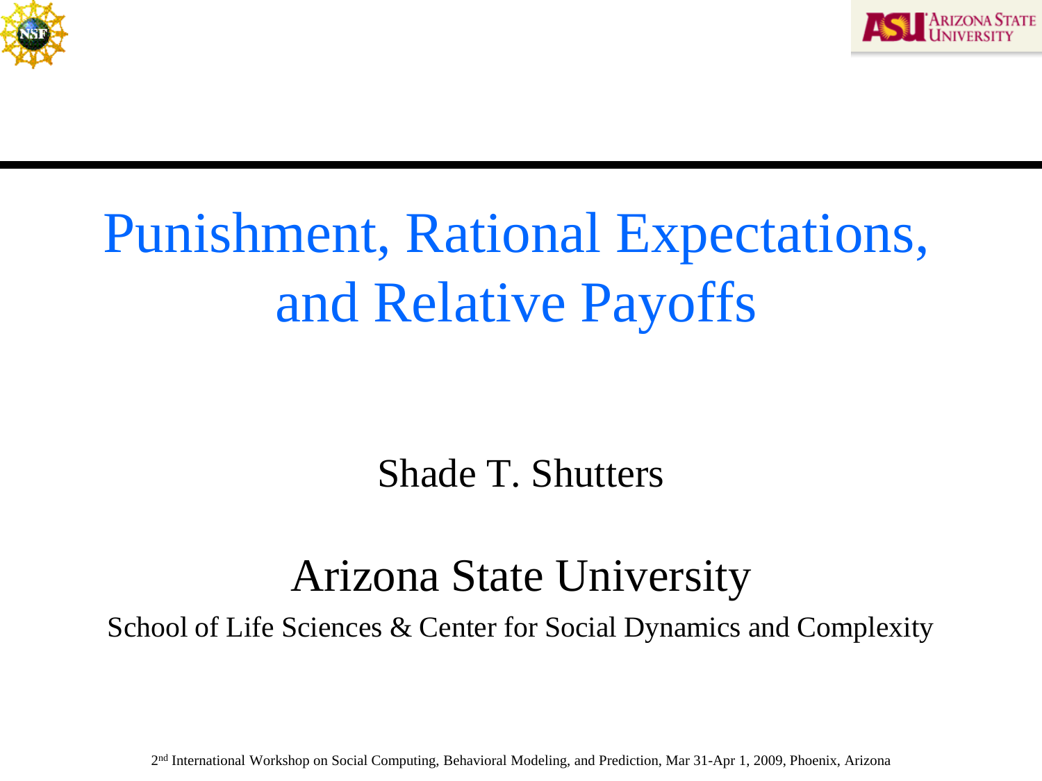# Punishment, Rational Expectations, and Relative Payoffs

Shade T. Shutters

Arizona State University

School of Life Sciences & Center for Social Dynamics and Complexity

2nd International Workshop on Social Computing, Behavioral Modeling, and Prediction, Mar 31-Apr 1, 2009, Phoenix, Arizona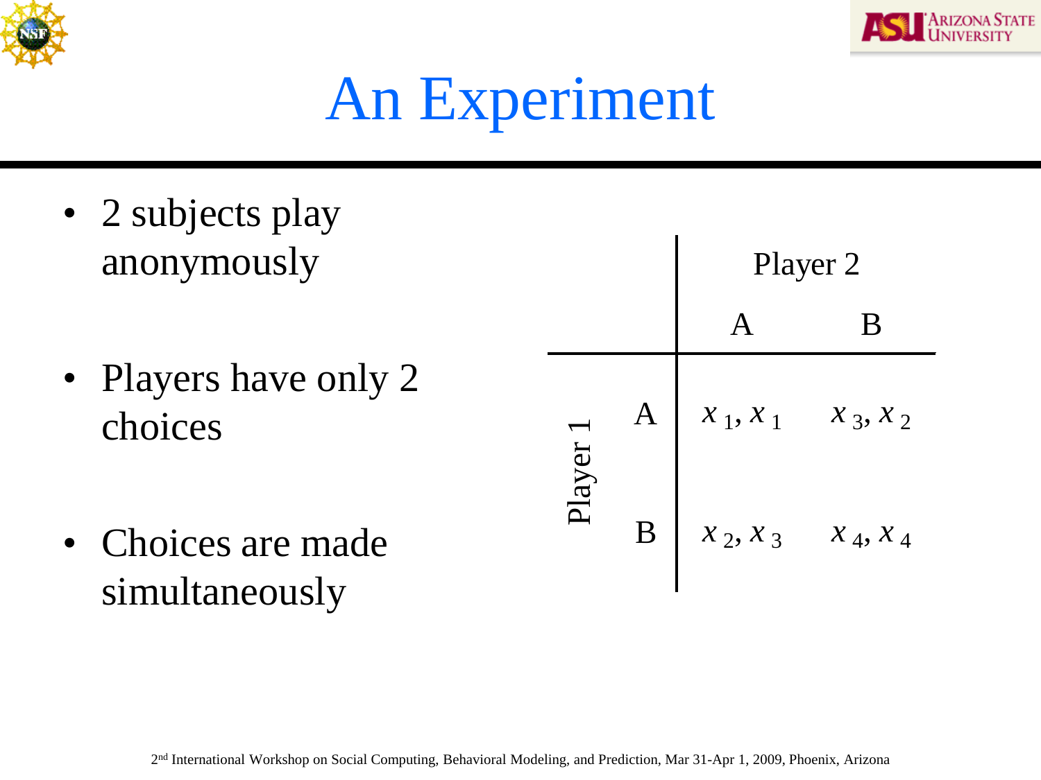# An Experiment

- 2 subjects play anonymously
- Players have only 2 choices
- Choices are made simultaneously

| | | Player 2 | |
|---|---|---|---|
| | | A | B |
| Player 1 | A | $x_1, x_1$ | $x_3, x_2$ |
| | B | $x_2, x_3$ | $x_4, x_4$ |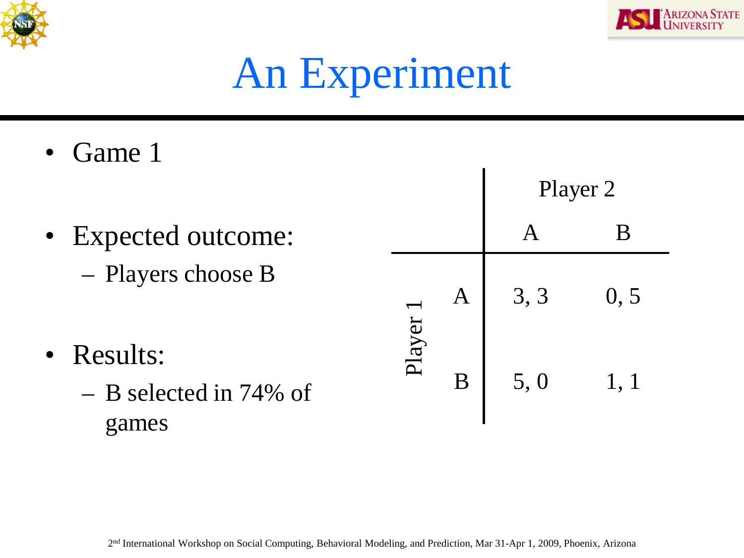# An Experiment

- Game 1
- Expected outcome:
  - Players choose B
- Results:
  - B selected in 74% of games

| | | Player 2 | |
|---|---|---|---|
| | | A | B |
| Player 1 | A | 3, 3 | 0, 5 |
| | B | 5, 0 | 1, 1 |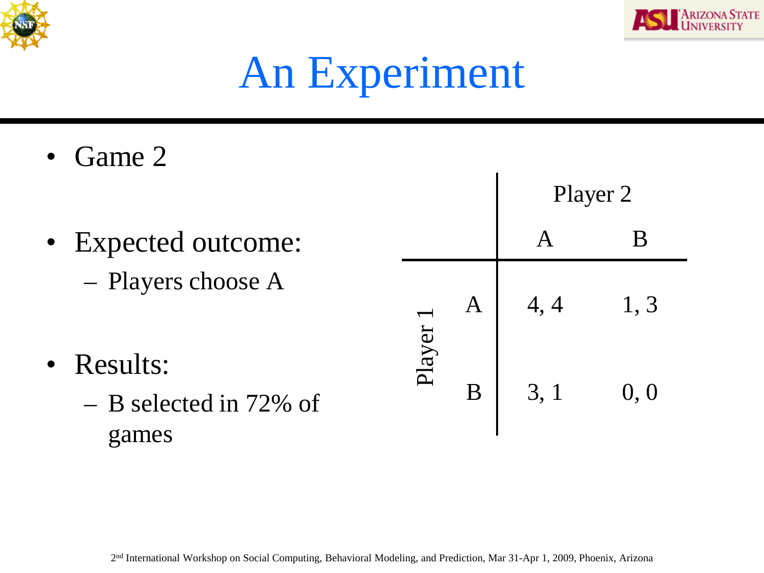# An Experiment

- Game 2
- Expected outcome:
  - Players choose A
- Results:
  - B selected in 72% of games

| | | Player 2 | |
|---|---|---|---|
| | | A | B |
| Player 1 | A | 4, 4 | 1, 3 |
| | B | 3, 1 | 0, 0 |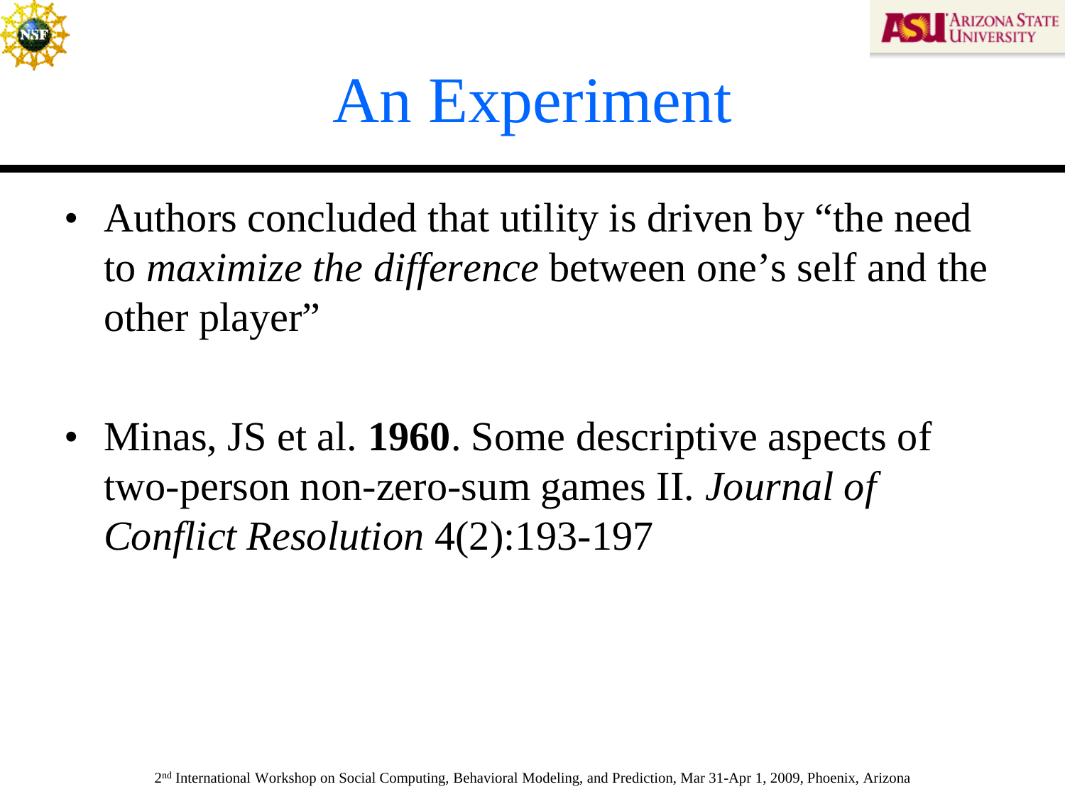# An Experiment

- Authors concluded that utility is driven by "the need to *maximize the difference* between one's self and the other player"

- Minas, JS et al. **1960**. Some descriptive aspects of two-person non-zero-sum games II. *Journal of Conflict Resolution* 4(2):193-197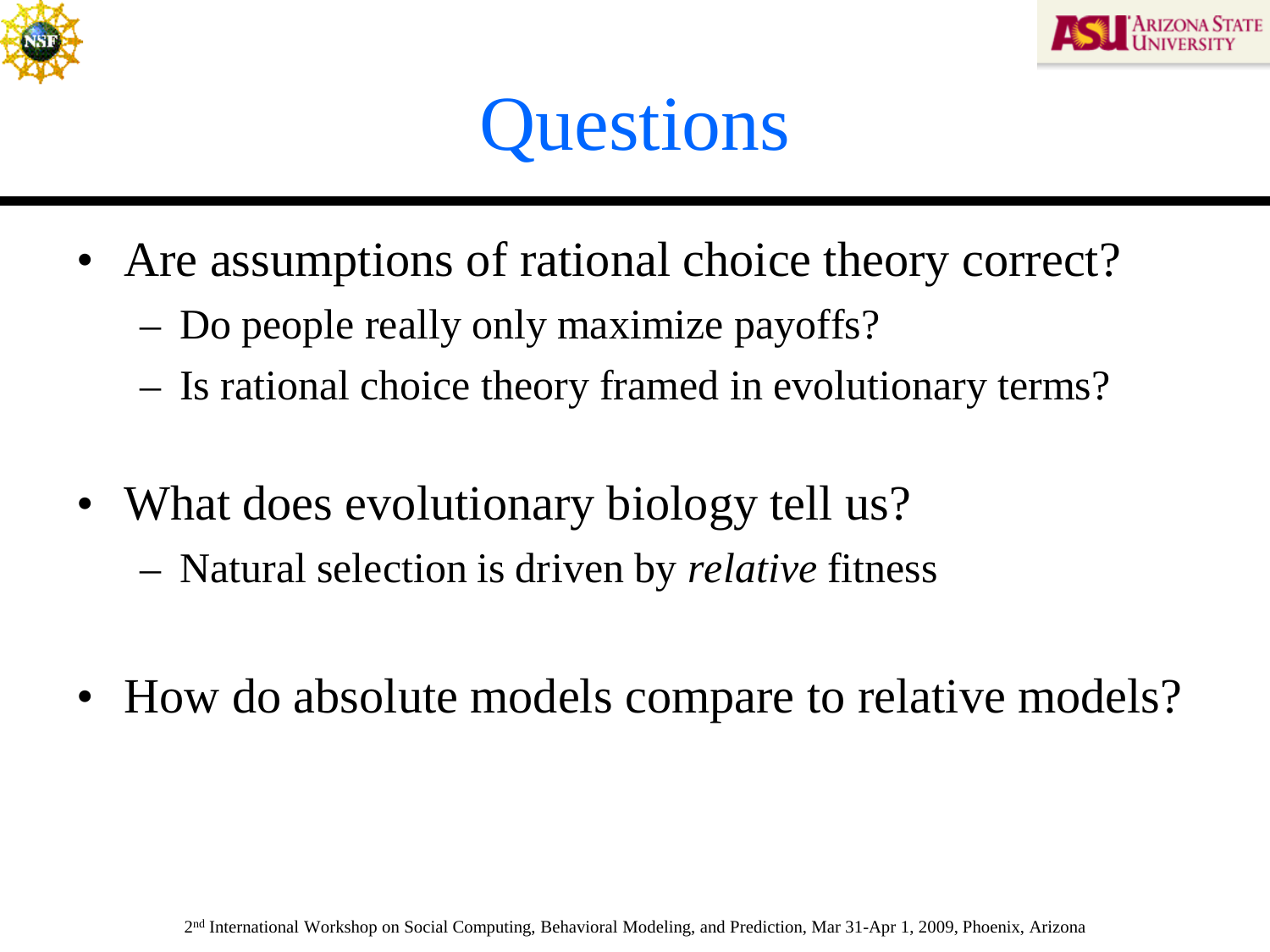# Questions

- Are assumptions of rational choice theory correct?
  - Do people really only maximize payoffs?
  - Is rational choice theory framed in evolutionary terms?
- What does evolutionary biology tell us?
  - Natural selection is driven by *relative* fitness
- How do absolute models compare to relative models?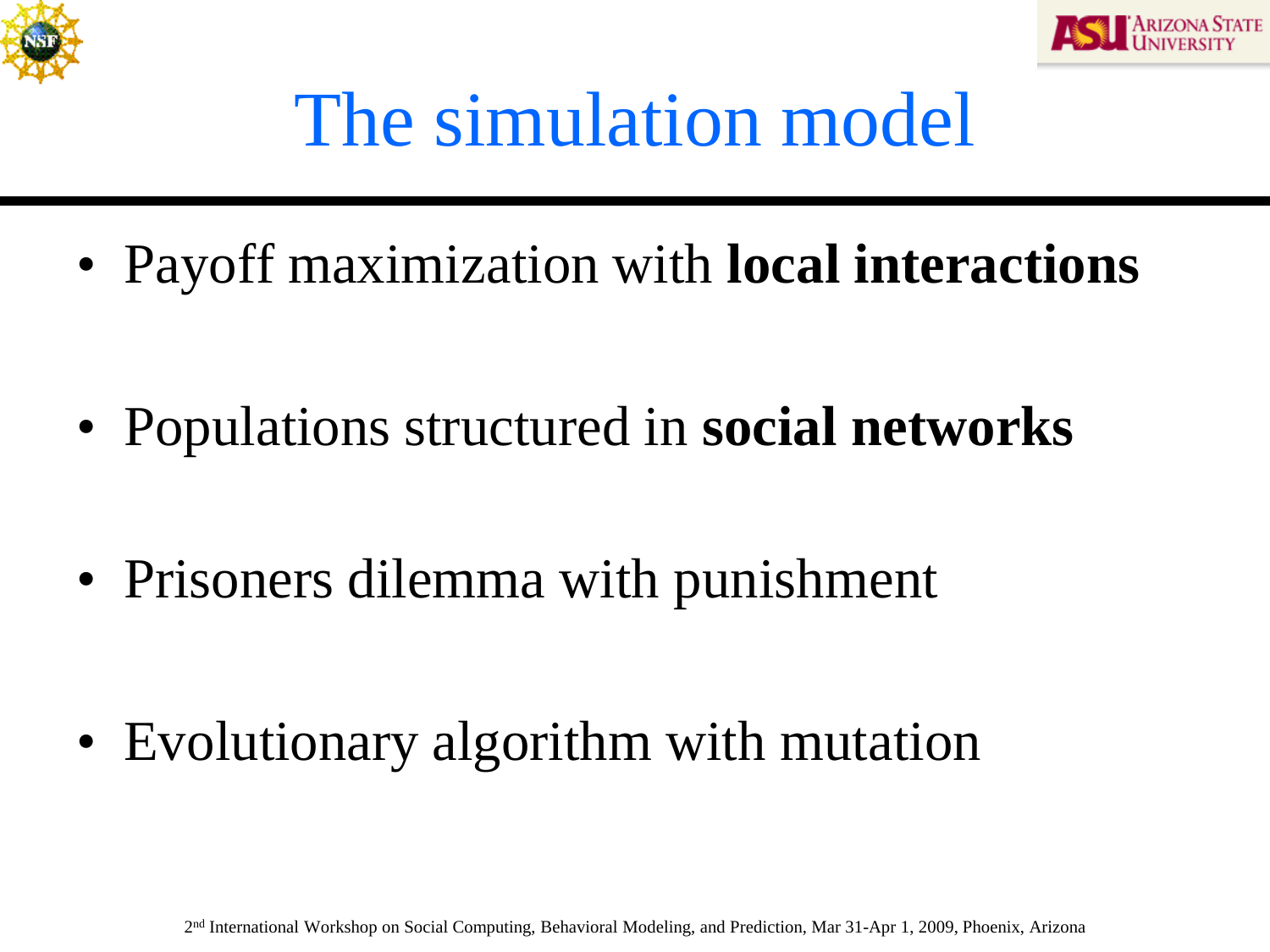# The simulation model

- Payoff maximization with **local interactions**
- Populations structured in **social networks**
- Prisoners dilemma with punishment
- Evolutionary algorithm with mutation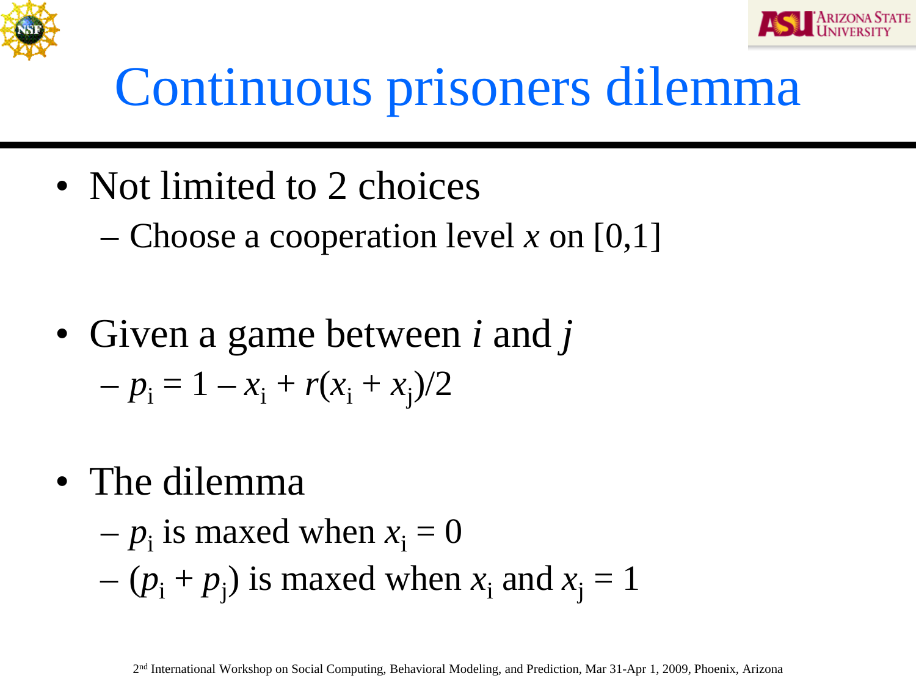# Continuous prisoners dilemma

- Not limited to 2 choices
  - Choose a cooperation level $x$ on [0,1]

- Given a game between $i$ and $j$
  - $p_i = 1 - x_i + r(x_i + x_j)/2$

- The dilemma
  - $p_i$ is maxed when $x_i = 0$
  - $(p_i + p_j)$ is maxed when $x_i$ and $x_j = 1$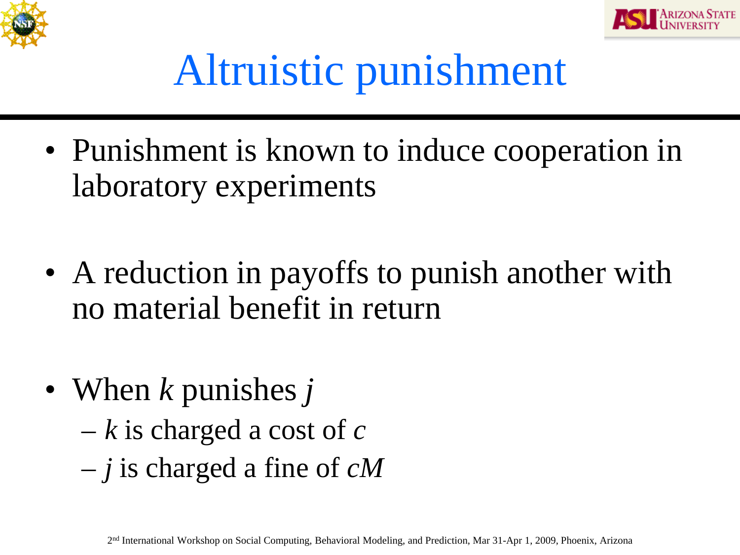# Altruistic punishment

- Punishment is known to induce cooperation in laboratory experiments
- A reduction in payoffs to punish another with no material benefit in return
- When $k$ punishes $j$
  - $k$ is charged a cost of $c$
  - $j$ is charged a fine of $cM$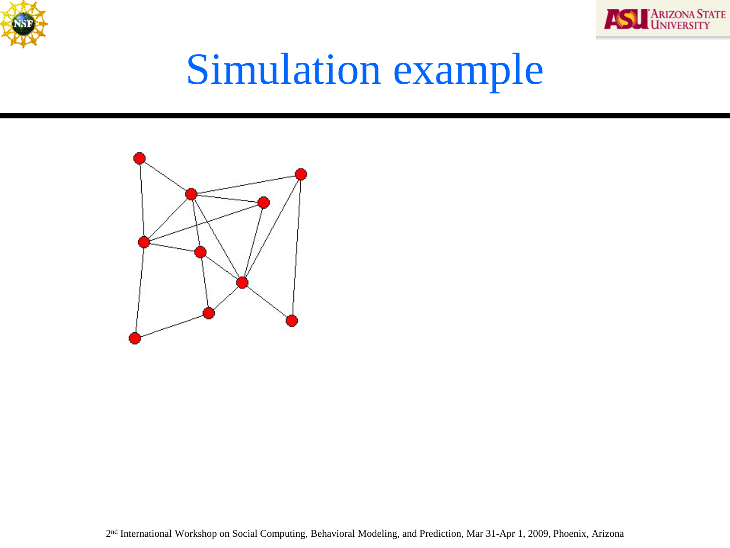# Simulation example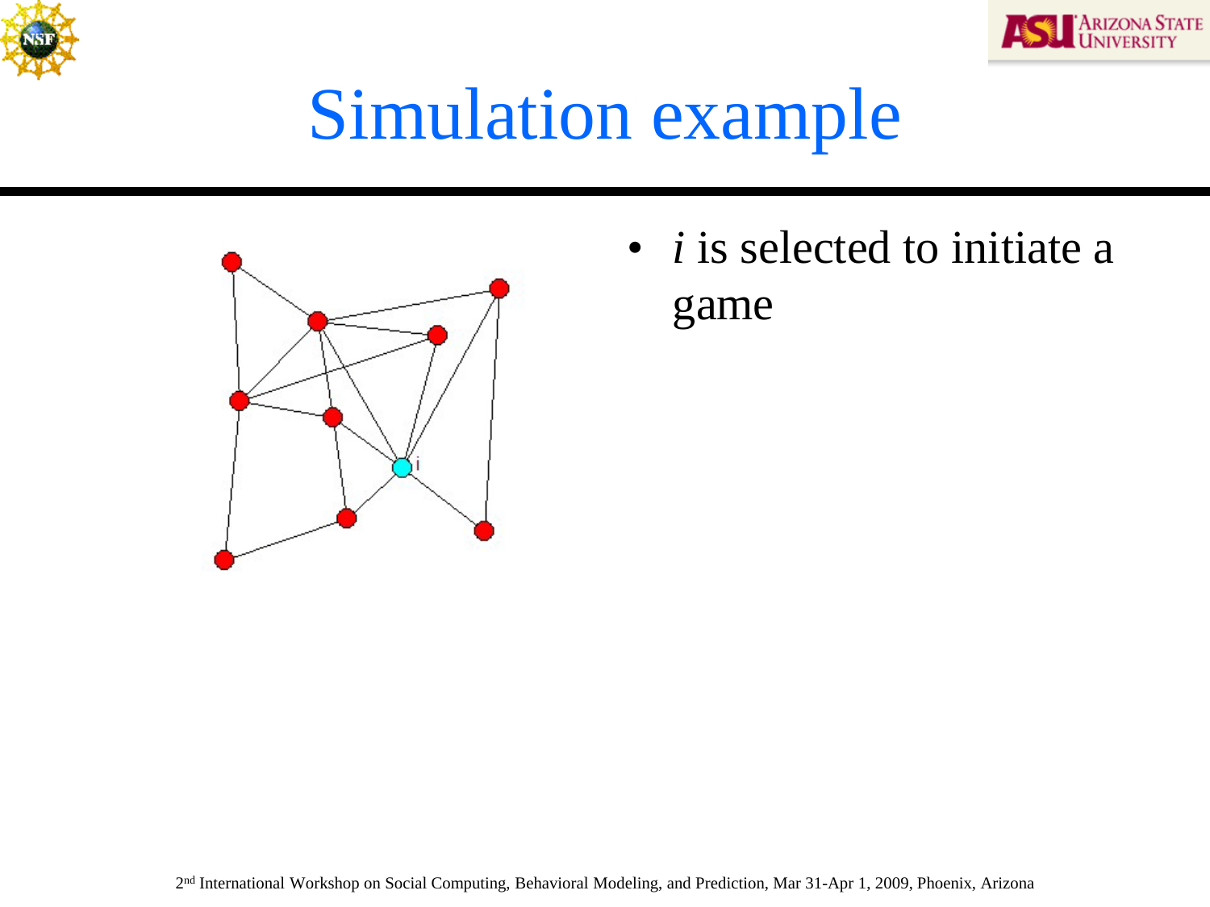# Simulation example

- *i* is selected to initiate a game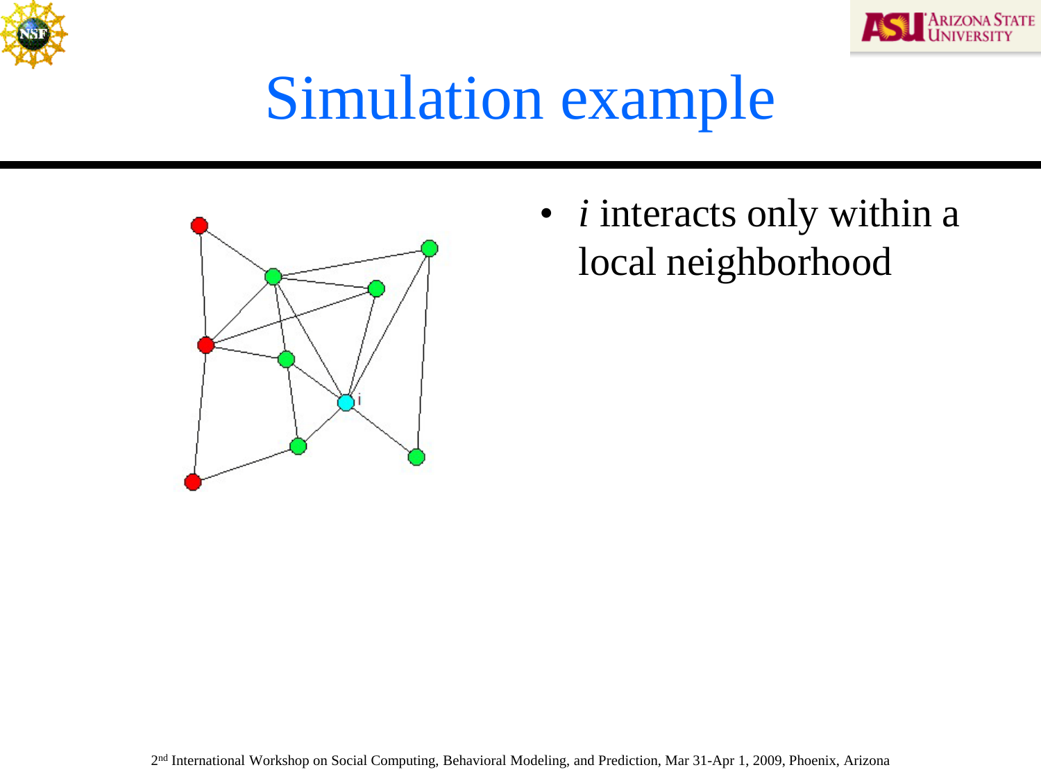# Simulation example

- *i* interacts only within a local neighborhood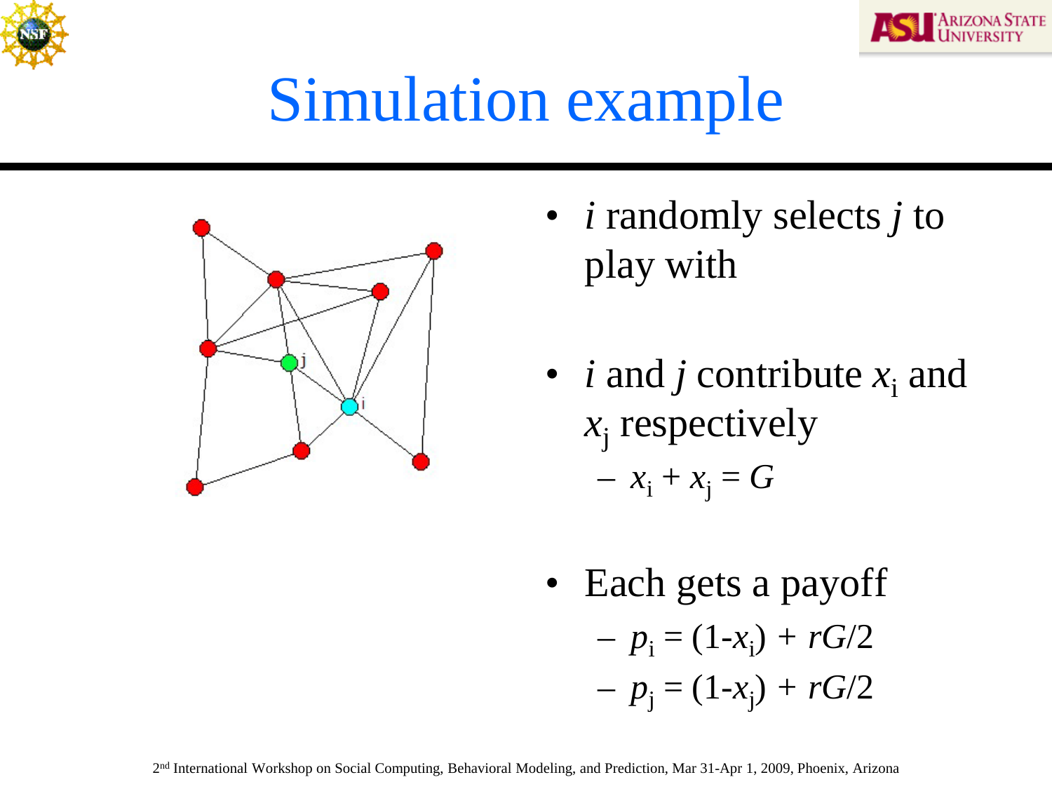# Simulation example

- $i$ randomly selects $j$ to play with
- $i$ and $j$ contribute $x_i$ and $x_j$ respectively
  - $x_i + x_j = G$
- Each gets a payoff
  - $p_i = (1-x_i) + rG/2$
  - $p_j = (1-x_j) + rG/2$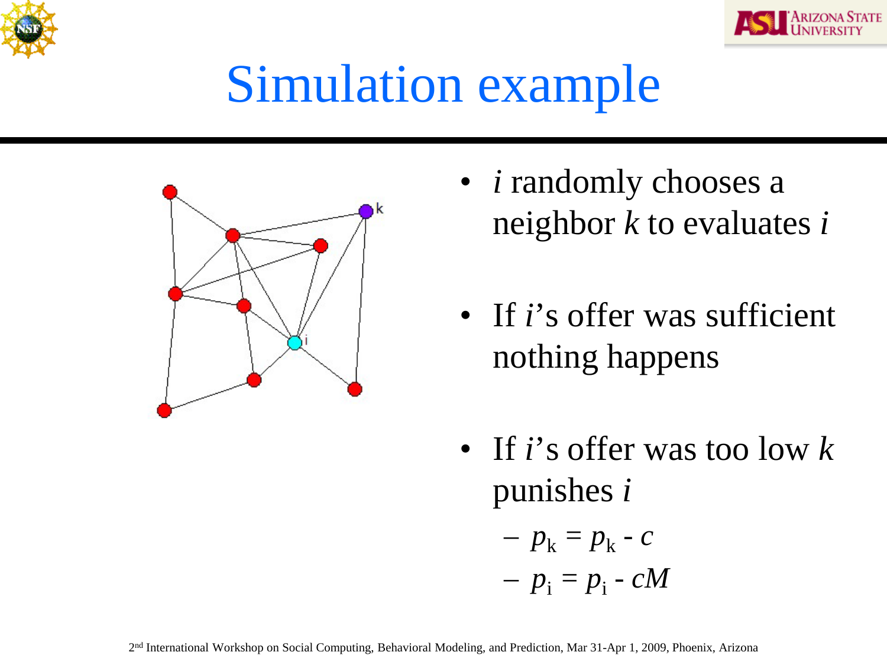# Simulation example

- *i* randomly chooses a neighbor *k* to evaluates *i*
- If *i*'s offer was sufficient nothing happens
- If *i*'s offer was too low *k* punishes *i*
  - $p_k = p_k - c$
  - $p_i = p_i - cM$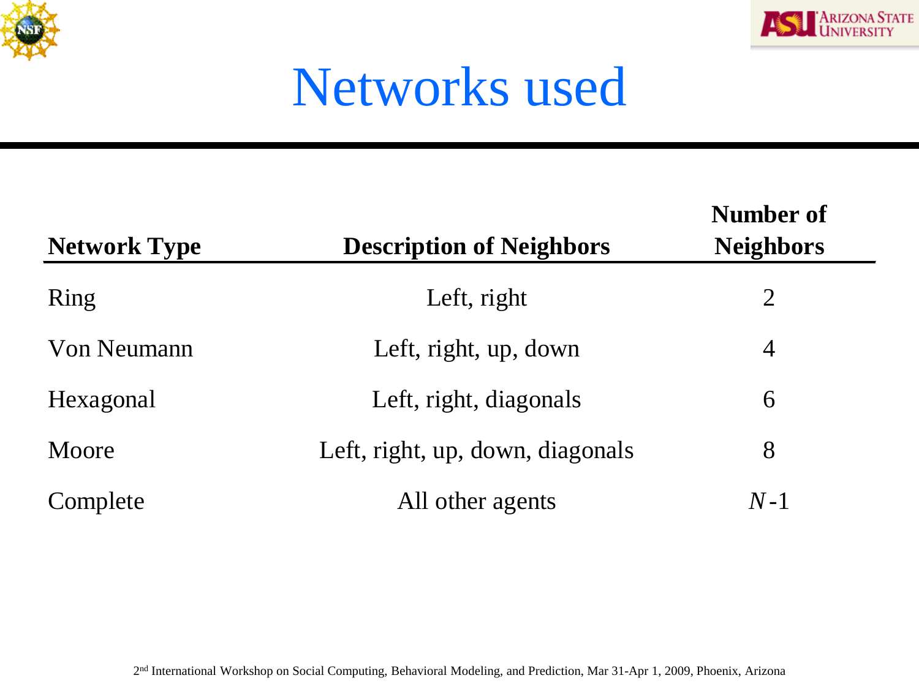# Networks used

| Network Type | Description of Neighbors | Number of Neighbors |
|---|---|---|
| Ring | Left, right | 2 |
| Von Neumann | Left, right, up, down | 4 |
| Hexagonal | Left, right, diagonals | 6 |
| Moore | Left, right, up, down, diagonals | 8 |
| Complete | All other agents | $N$-1 |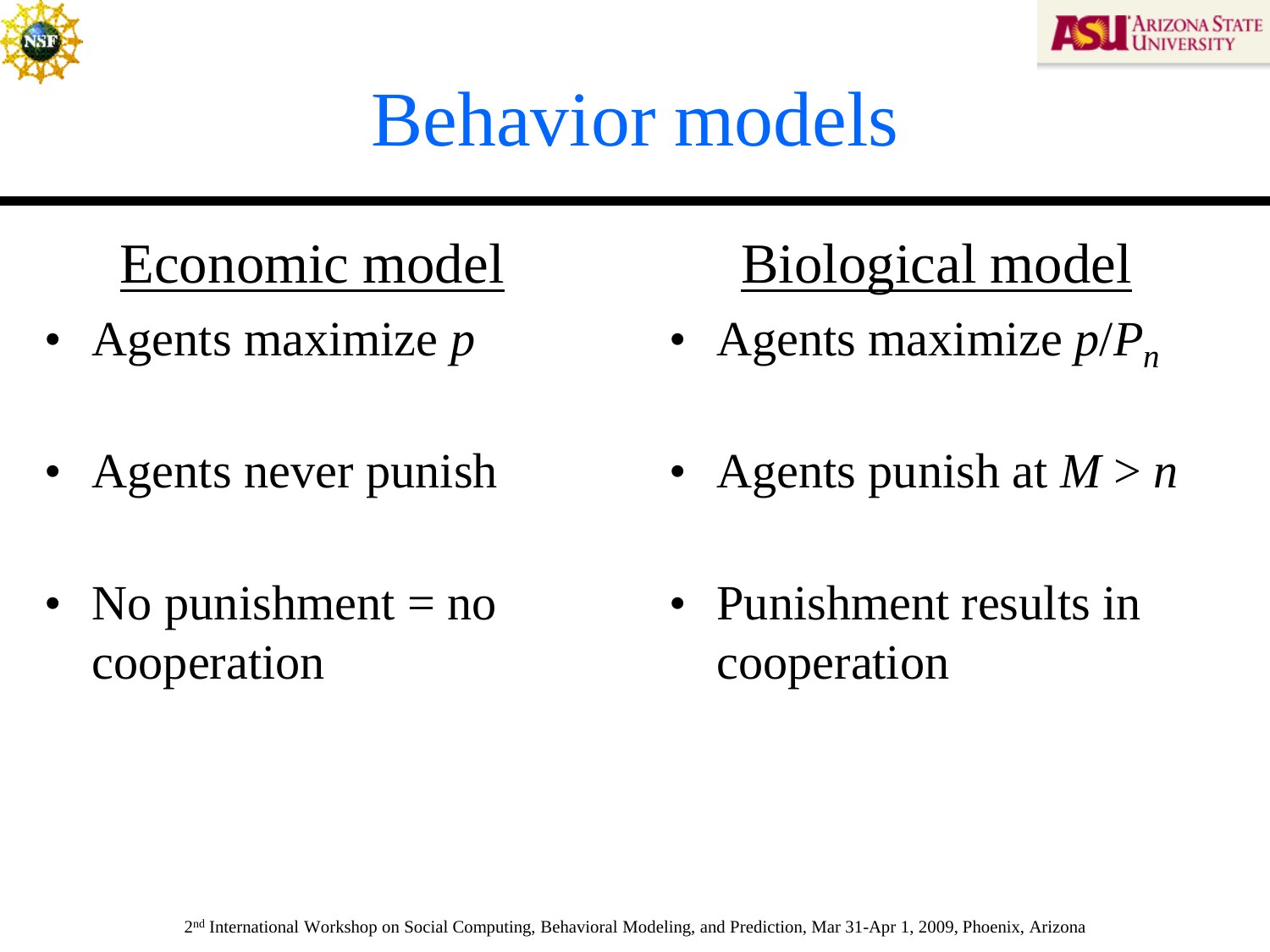# Behavior models

## Economic model

- Agents maximize $p$
- Agents never punish
- No punishment = no cooperation

## Biological model

- Agents maximize $p/P_n$
- Agents punish at $M > n$
- Punishment results in cooperation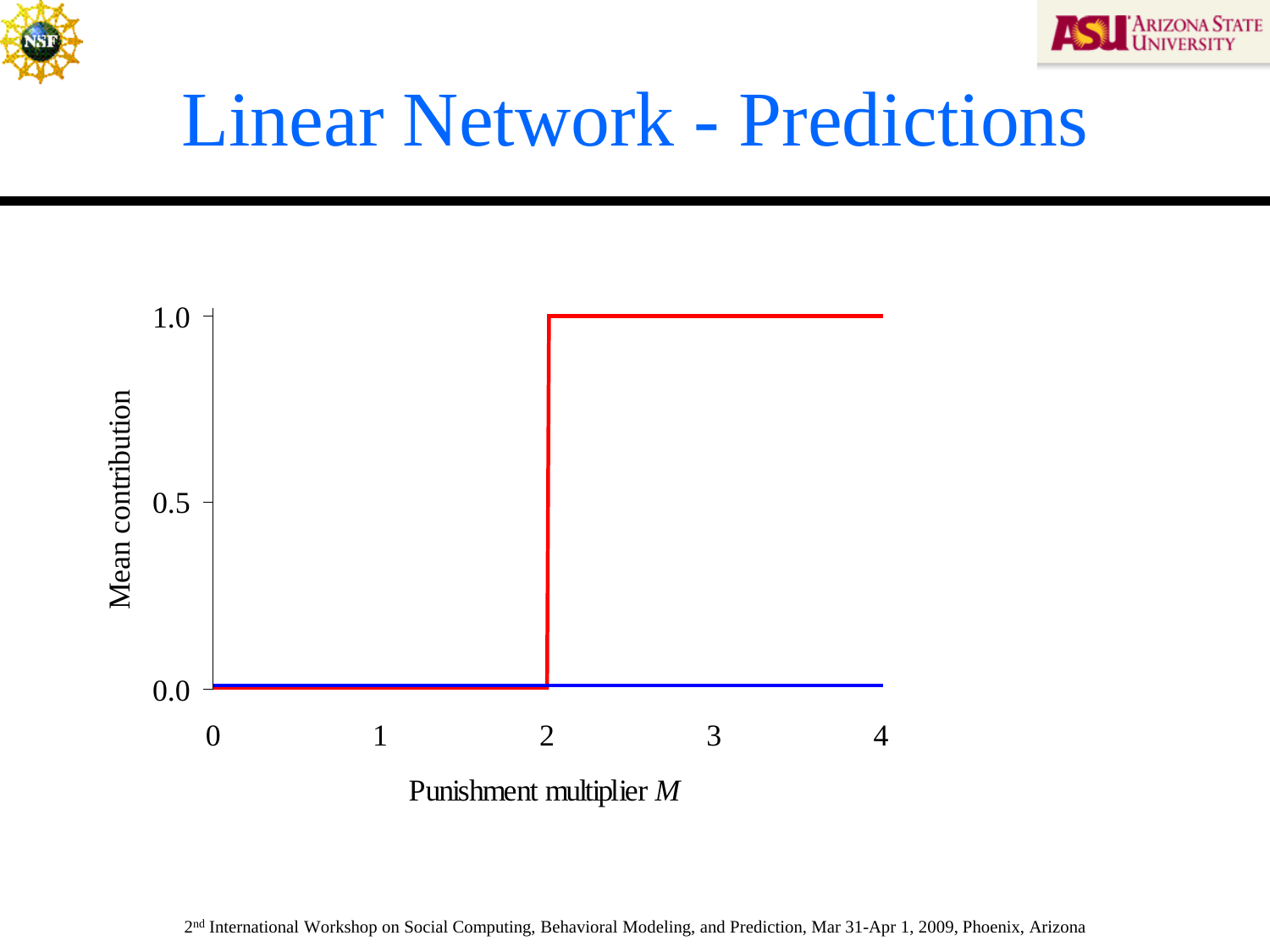# Linear Network - Predictions

Mean contribution

1.0

0.5

0.0

0 1 2 3 4

Punishment multiplier *M*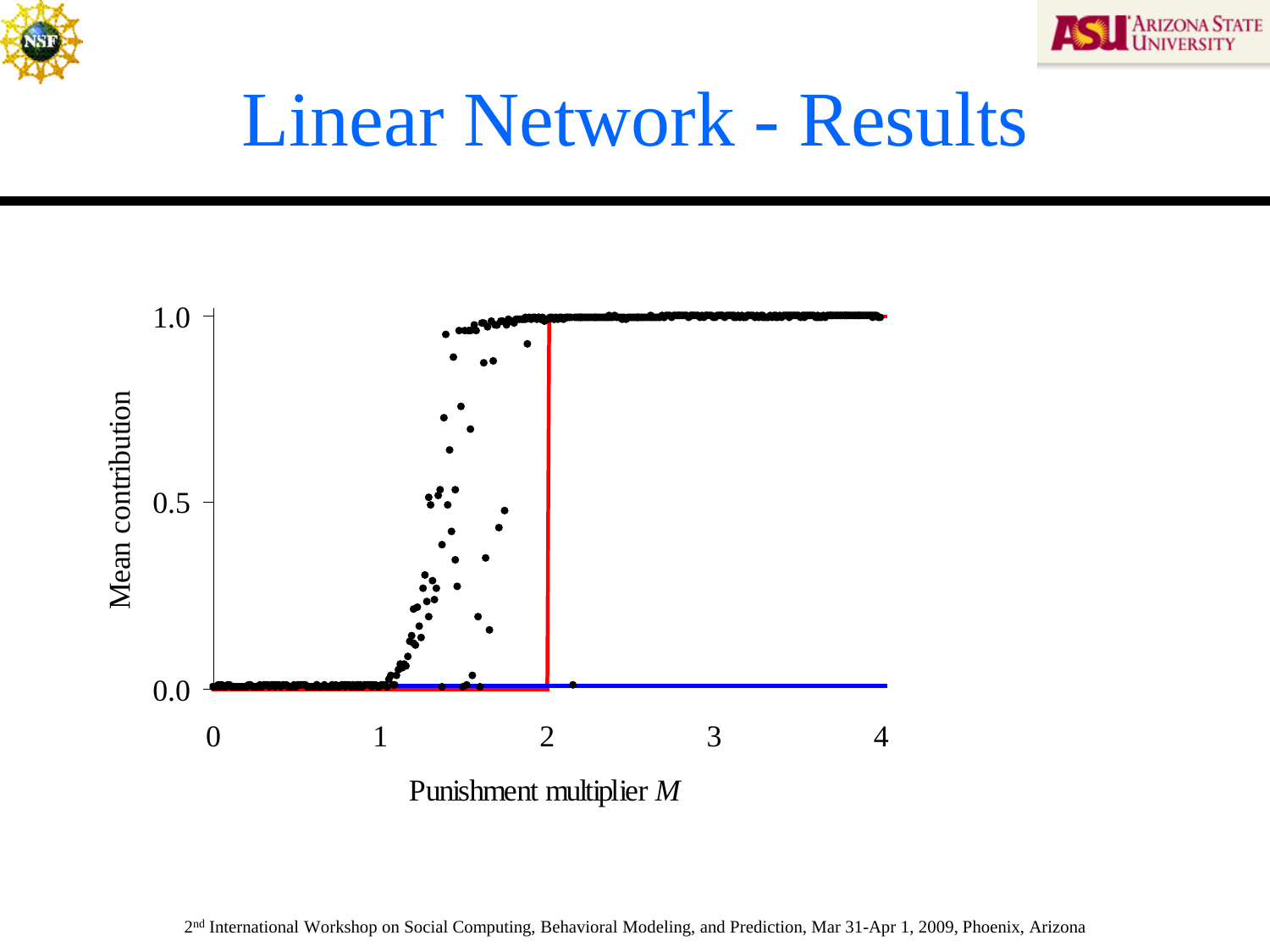# Linear Network - Results

1.0

0.5

0.0

Mean contribution

0 1 2 3 4

Punishment multiplier $M$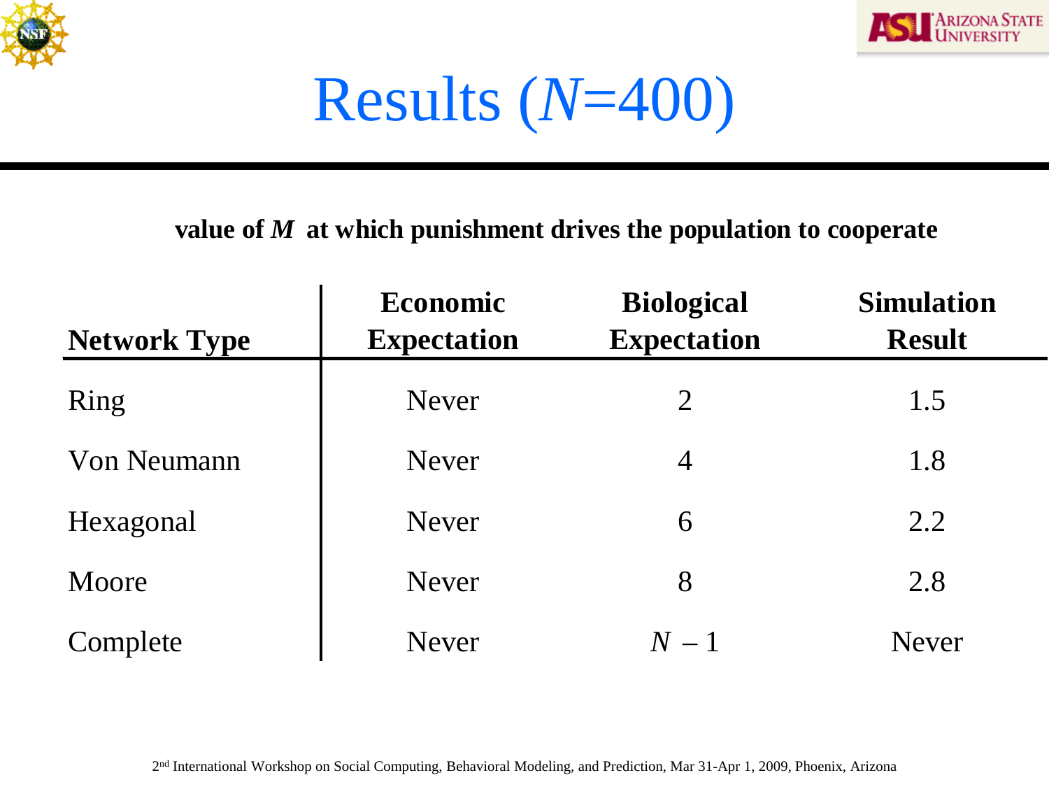# Results ($N$=400)

**value of $M$ at which punishment drives the population to cooperate**

| Network Type | Economic Expectation | Biological Expectation | Simulation Result |
|---|---|---|---|
| Ring | Never | 2 | 1.5 |
| Von Neumann | Never | 4 | 1.8 |
| Hexagonal | Never | 6 | 2.2 |
| Moore | Never | 8 | 2.8 |
| Complete | Never | $N-1$ | Never |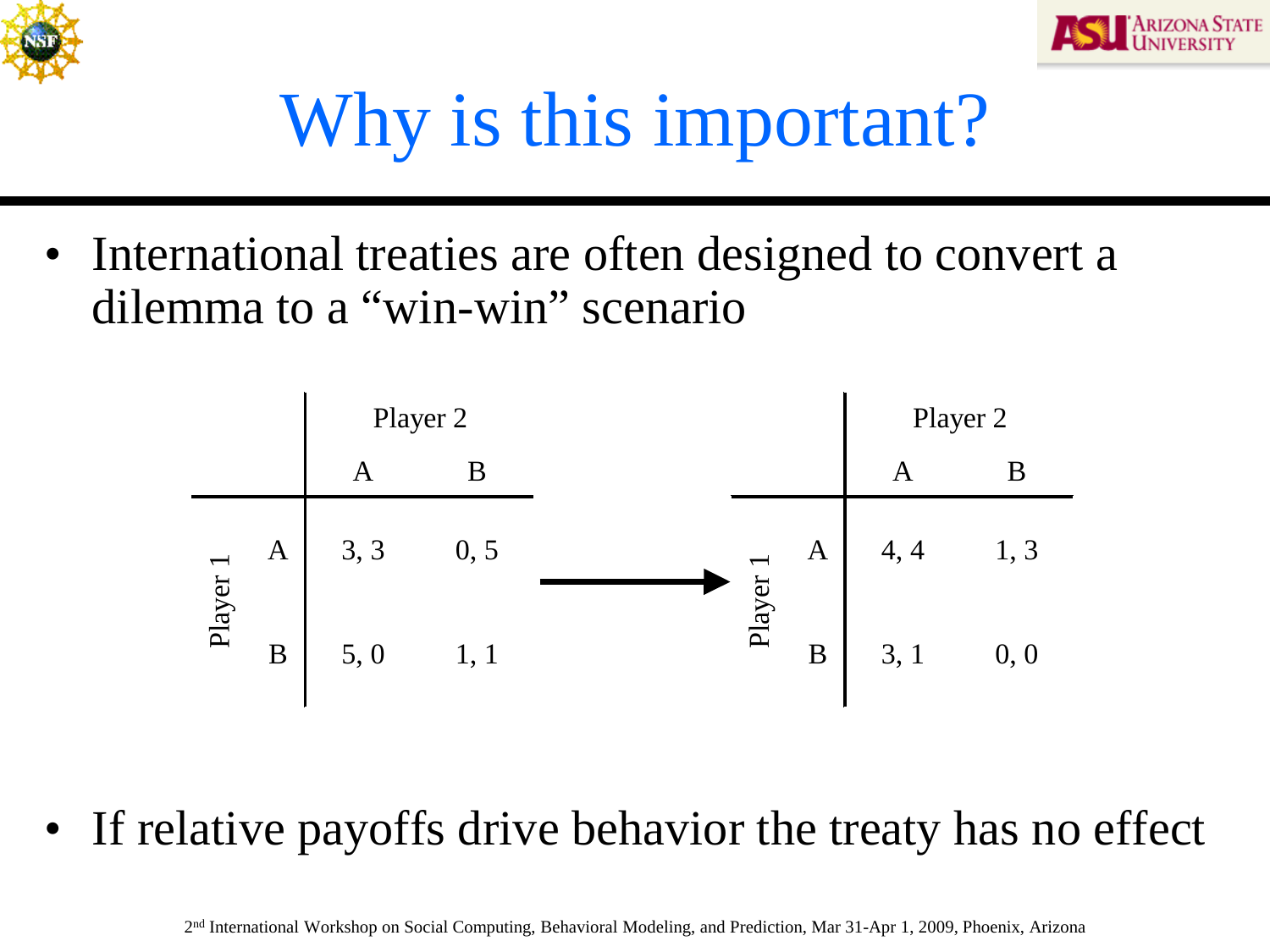# Why is this important?

- International treaties are often designed to convert a dilemma to a "win-win" scenario

| | | Player 2 | |
|---|---|---|---|
| | | A | B |
| Player 1 | A | 3, 3 | 0, 5 |
| | B | 5, 0 | 1, 1 |

→

| | | Player 2 | |
|---|---|---|---|
| | | A | B |
| Player 1 | A | 4, 4 | 1, 3 |
| | B | 3, 1 | 0, 0 |

- If relative payoffs drive behavior the treaty has no effect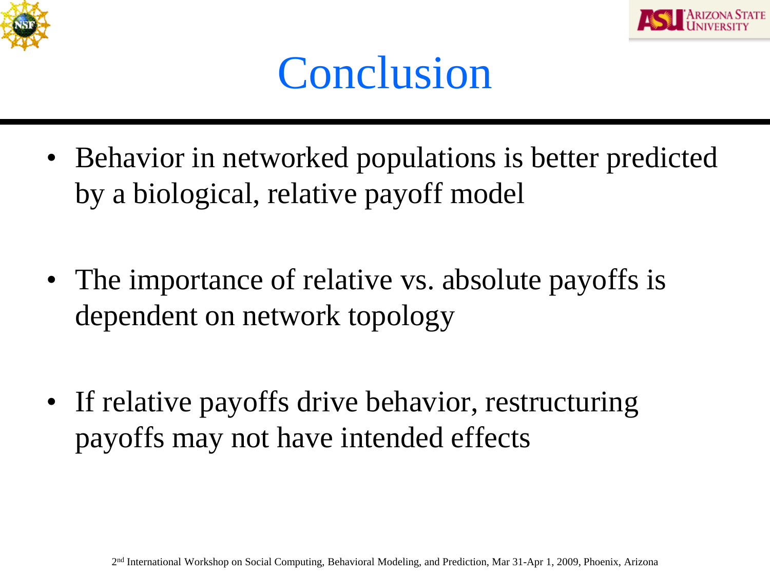# Conclusion

- Behavior in networked populations is better predicted by a biological, relative payoff model

- The importance of relative vs. absolute payoffs is dependent on network topology

- If relative payoffs drive behavior, restructuring payoffs may not have intended effects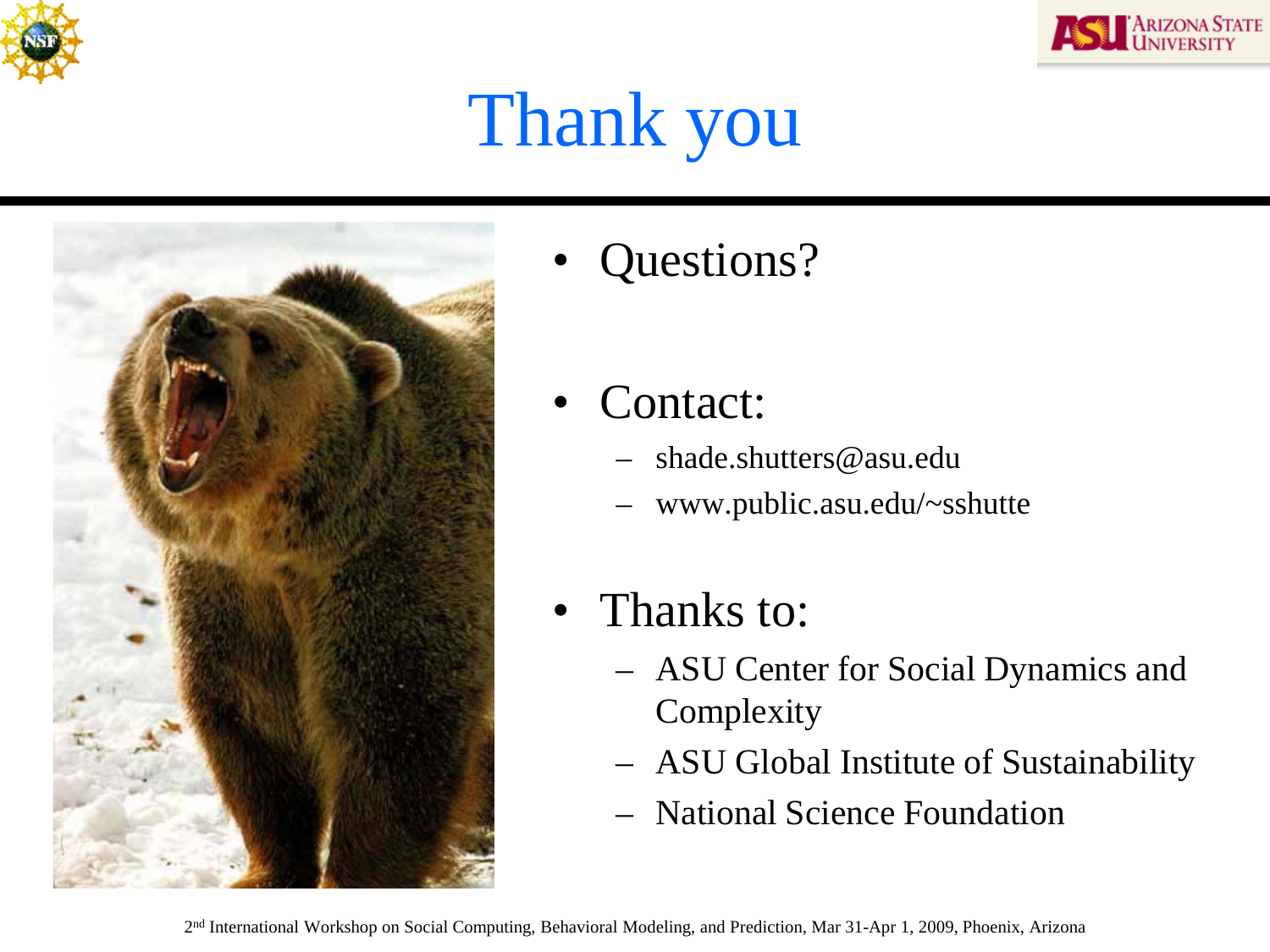# Thank you

- Questions?

- Contact:
  - shade.shutters@asu.edu
  - www.public.asu.edu/~sshutte

- Thanks to:
  - ASU Center for Social Dynamics and Complexity
  - ASU Global Institute of Sustainability
  - National Science Foundation